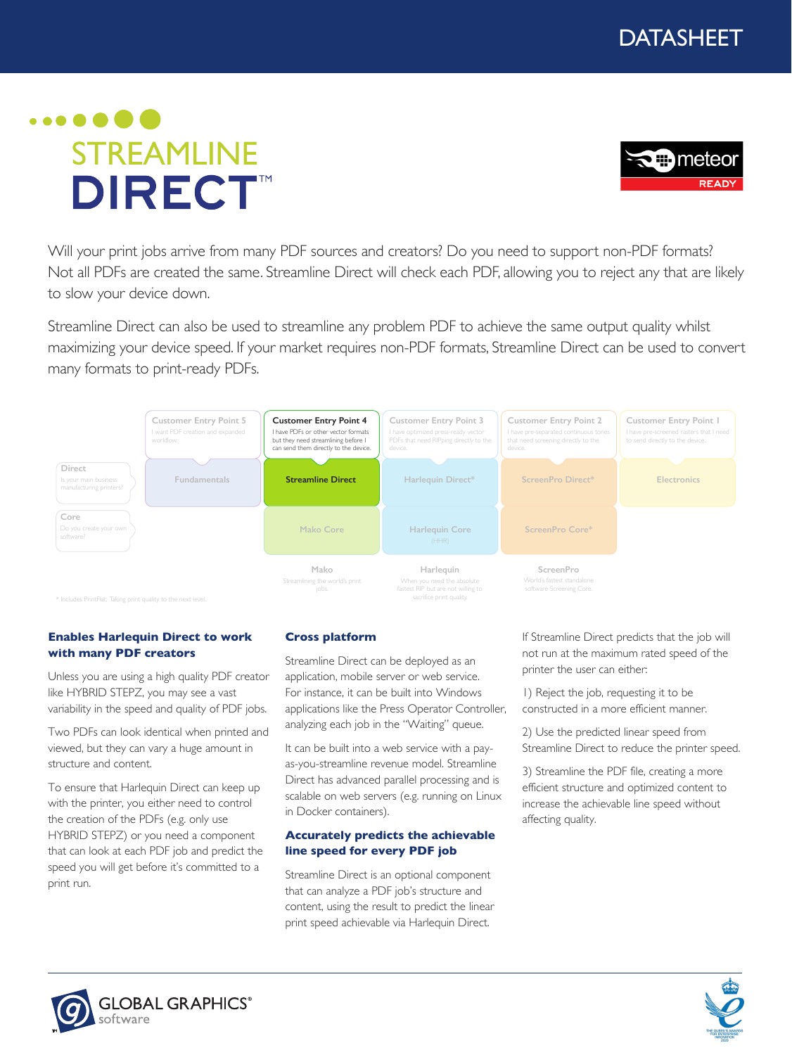DATASHEET

# STREAMLINE DIRECT™

meteor READY

Will your print jobs arrive from many PDF sources and creators? Do you need to support non-PDF formats? Not all PDFs are created the same. Streamline Direct will check each PDF, allowing you to reject any that are likely to slow your device down.

Streamline Direct can also be used to streamline any problem PDF to achieve the same output quality whilst maximizing your device speed. If your market requires non-PDF formats, Streamline Direct can be used to convert many formats to print-ready PDFs.

| | Customer Entry Point 5<br>I want PDF creation and expanded workflow. | Customer Entry Point 4<br>I have PDFs or other vector formats but they need streamlining before I can send them directly to the device. | Customer Entry Point 3<br>I have optimized press-ready vector PDFs that need RIPping directly to the device. | Customer Entry Point 2<br>I have pre-separated continuous tones that need screening directly to the device. | Customer Entry Point 1<br>I have pre-screened rasters that I need to send directly to the device. |
|---|---|---|---|---|---|
| Direct<br>Is your main business manufacturing printers? | Fundamentals | Streamline Direct | Harlequin Direct* | ScreenPro Direct* | Electronics |
| Core<br>Do you create your own software? | | Mako Core | Harlequin Core<br>(HHR) | ScreenPro Core* | |
| | | Mako<br>Streamlining the world's print jobs. | Harlequin<br>When you need the absolute fastest RIP but are not willing to sacrifice print quality. | ScreenPro<br>World's fastest standalone software Screening Core. | |

\* Includes PrintFlat: Taking print quality to the next level.

## Enables Harlequin Direct to work with many PDF creators

Unless you are using a high quality PDF creator like HYBRID STEPZ, you may see a vast variability in the speed and quality of PDF jobs.

Two PDFs can look identical when printed and viewed, but they can vary a huge amount in structure and content.

To ensure that Harlequin Direct can keep up with the printer, you either need to control the creation of the PDFs (e.g. only use HYBRID STEPZ) or you need a component that can look at each PDF job and predict the speed you will get before it's committed to a print run.

## Cross platform

Streamline Direct can be deployed as an application, mobile server or web service. For instance, it can be built into Windows applications like the Press Operator Controller, analyzing each job in the "Waiting" queue.

It can be built into a web service with a pay-as-you-streamline revenue model. Streamline Direct has advanced parallel processing and is scalable on web servers (e.g. running on Linux in Docker containers).

## Accurately predicts the achievable line speed for every PDF job

Streamline Direct is an optional component that can analyze a PDF job's structure and content, using the result to predict the linear print speed achievable via Harlequin Direct.

If Streamline Direct predicts that the job will not run at the maximum rated speed of the printer the user can either:

1) Reject the job, requesting it to be constructed in a more efficient manner.

2) Use the predicted linear speed from Streamline Direct to reduce the printer speed.

3) Streamline the PDF file, creating a more efficient structure and optimized content to increase the achievable line speed without affecting quality.

GLOBAL GRAPHICS® software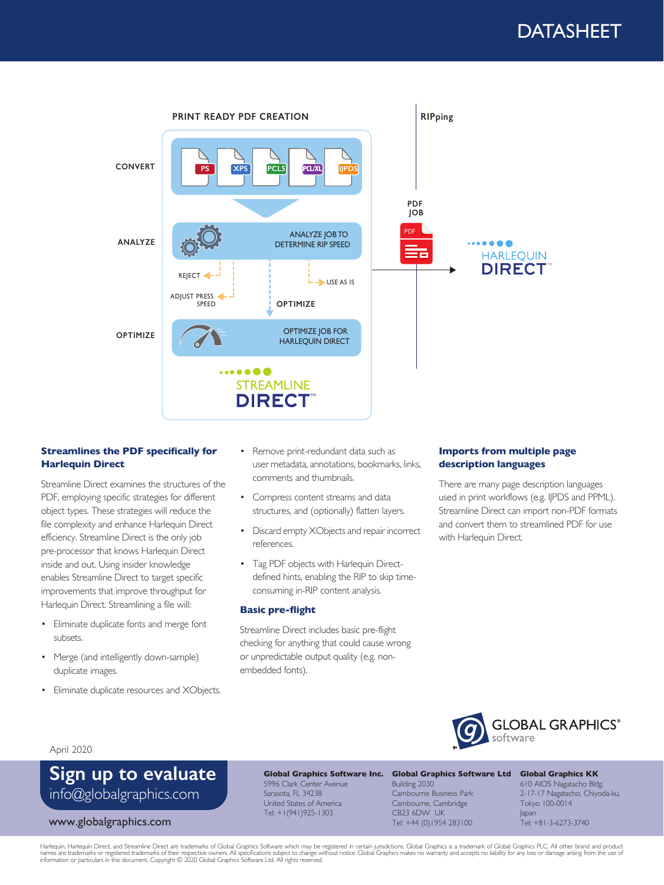# DATASHEET

PRINT READY PDF CREATION

RIPping

CONVERT

PS XPS PCL5 PCL/XL IJPDS

ANALYZE

ANALYZE JOB TO DETERMINE RIP SPEED

REJECT

ADJUST PRESS SPEED

USE AS IS

OPTIMIZE

PDF JOB

HARLEQUIN DIRECT™

OPTIMIZE

OPTIMIZE JOB FOR HARLEQUIN DIRECT

STREAMLINE DIRECT™

### Streamlines the PDF specifically for Harlequin Direct

Streamline Direct examines the structures of the PDF, employing specific strategies for different object types. These strategies will reduce the file complexity and enhance Harlequin Direct efficiency. Streamline Direct is the only job pre-processor that knows Harlequin Direct inside and out. Using insider knowledge enables Streamline Direct to target specific improvements that improve throughput for Harlequin Direct. Streamlining a file will:

- Eliminate duplicate fonts and merge font subsets.
- Merge (and intelligently down-sample) duplicate images.
- Eliminate duplicate resources and XObjects.
- Remove print-redundant data such as user metadata, annotations, bookmarks, links, comments and thumbnails.
- Compress content streams and data structures, and (optionally) flatten layers.
- Discard empty XObjects and repair incorrect references.
- Tag PDF objects with Harlequin Direct-defined hints, enabling the RIP to skip time-consuming in-RIP content analysis.

### Basic pre-flight

Streamline Direct includes basic pre-flight checking for anything that could cause wrong or unpredictable output quality (e.g. non-embedded fonts).

### Imports from multiple page description languages

There are many page description languages used in print workflows (e.g. IJPDS and PPML). Streamline Direct can import non-PDF formats and convert them to streamlined PDF for use with Harlequin Direct.

GLOBAL GRAPHICS® software

April 2020

**Sign up to evaluate**
info@globalgraphics.com

www.globalgraphics.com

**Global Graphics Software Inc.**
5996 Clark Center Avenue
Sarasota, FL 34238
United States of America
Tel: +1(941)925-1303

**Global Graphics Software Ltd**
Building 2030
Cambourne Business Park
Cambourne, Cambridge
CB23 6DW UK
Tel: +44 (0)1954 283100

**Global Graphics KK**
610 AIOS Nagatacho Bldg.
2-17-17 Nagatacho, Chiyoda-ku,
Tokyo 100-0014
Japan
Tel: +81-3-6273-3740

Harlequin, Harlequin Direct, and Streamline Direct are trademarks of Global Graphics Software which may be registered in certain jurisdictions. Global Graphics is a trademark of Global Graphics PLC. All other brand and product names are trademarks or registered trademarks of their respective owners. All specifications subject to change without notice. Global Graphics makes no warranty and accepts no liability for any loss or damage arising from the use of information or particulars in this document. Copyright © 2020 Global Graphics Software Ltd. All rights reserved.